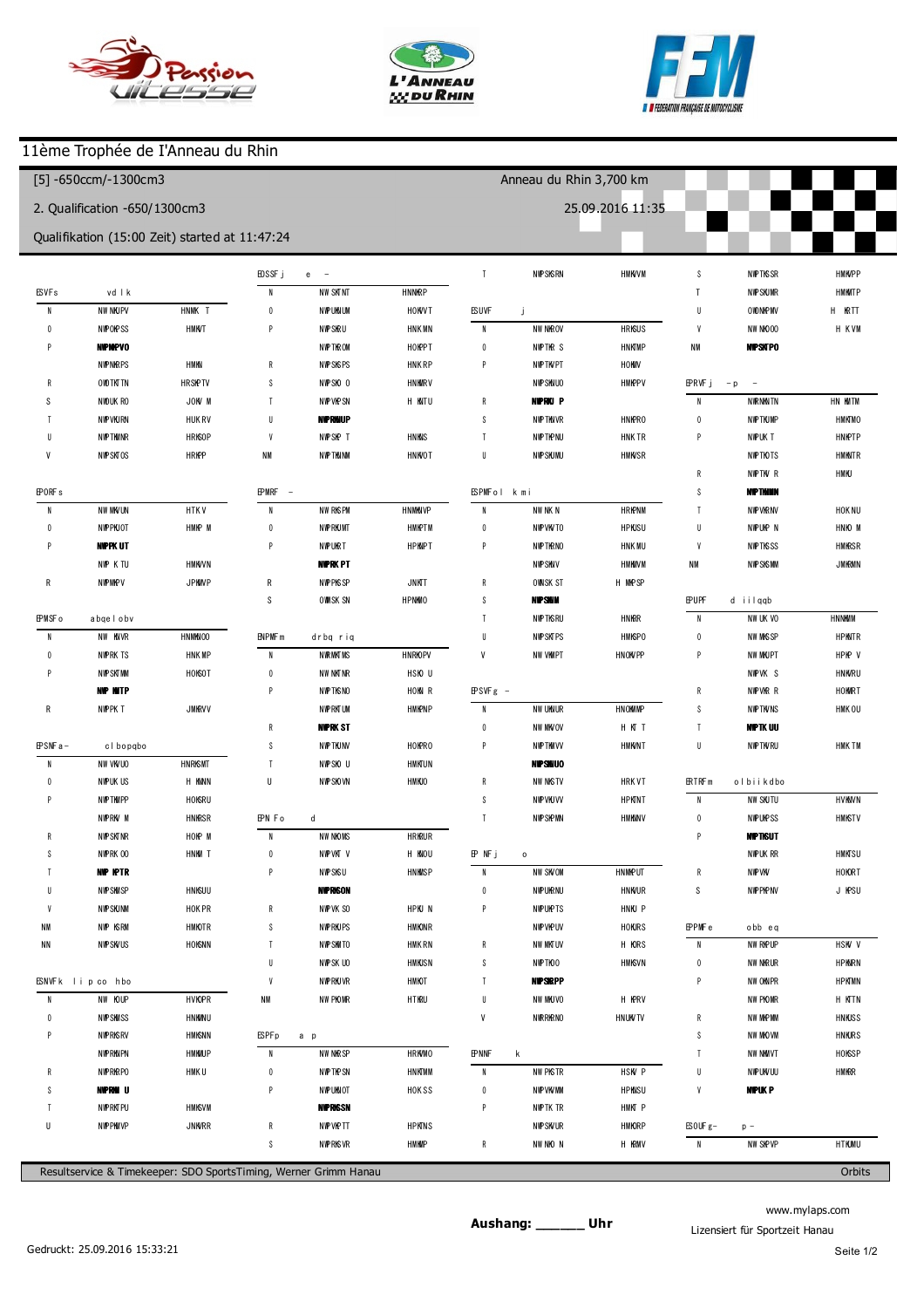# 11ème Trophée de l'Anneau du Rhin

[5] -650ccm/-1300cm3 — Anneau du Rhin 3,700 km

2. Qualification -650/1300cm3 — 25.09.2016 11:35

Qualifikation (15:00 Zeit) started at 11:47:24

Resultservice & Timekeeper: SDO SportsTiming, Werner Grimm Hanau — Orbits

Aushang: ______ Uhr

www.mylaps.com

Lizensiert für Sportzeit Hanau

Gedruckt: 25.09.2016 15:33:21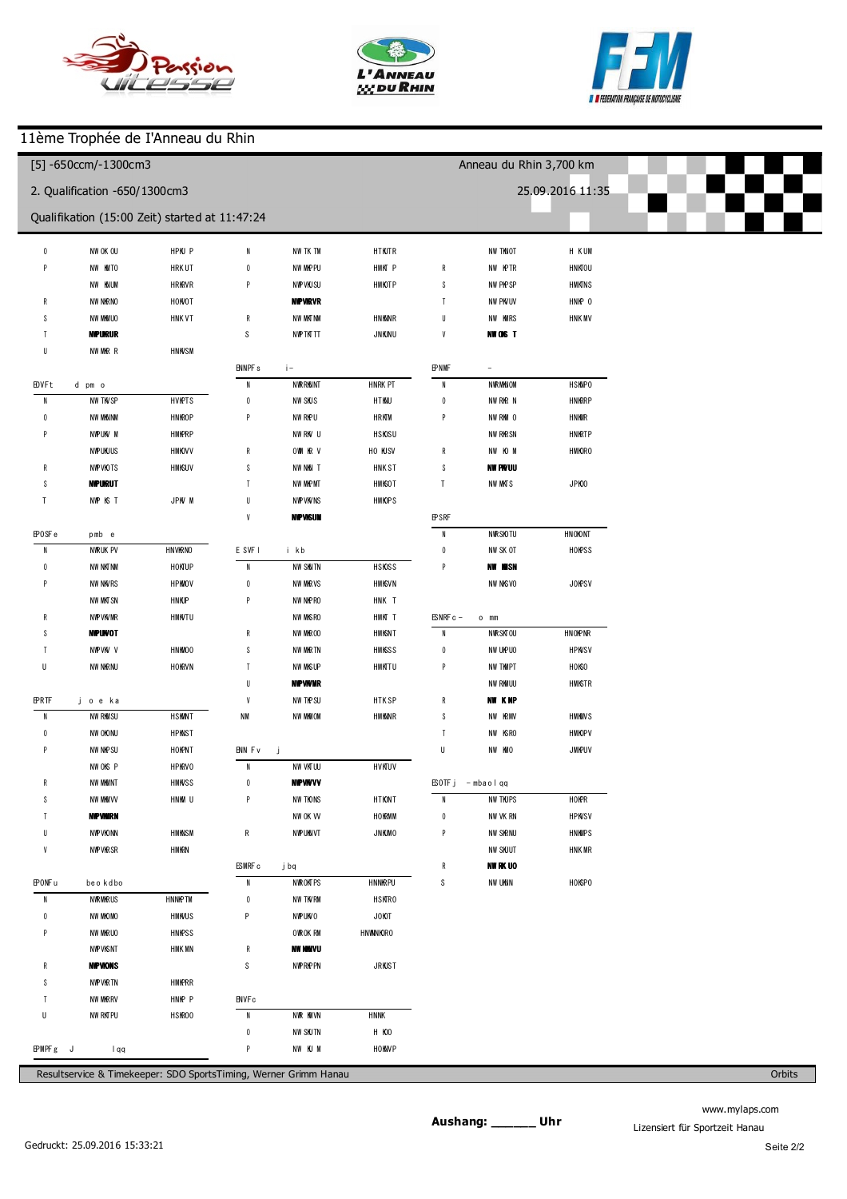# 11ème Trophée de l'Anneau du Rhin

**[5] -650ccm/-1300cm3** — Anneau du Rhin 3,700 km

**2. Qualification -650/1300cm3** — 25.09.2016 11:35

Qualifikation (15:00 Zeit) started at 11:47:24

| | | |
|---|---|---|
| 0 | NW OK OU | HPKJ P |
| P | NW MTO | HRKUT |
| | NW MUM | HRKRVR |
| R | NW NRNO | HOKOT |
| S | NW MMUO | HNK VT |
| T | **NIPURUR** | |
| U | NW MR R | HNKVSM |

| EDVFt | d pm o | |
|---|---|---|
| N | NW TKVSP | HVKPTS |
| 0 | NW MKNM | HNKROP |
| P | NIPUKV M | HMKPRP |
| | NIPUKUS | HMKOVV |
| R | NIPVKOTS | HMKSUV |
| S | **NIPURUT** | |
| T | NIP KS T | JPKV M |

| EPOSFe | pmb e | |
|---|---|---|
| N | NIRUK PV | HNVKRNO |
| 0 | NW NKTNM | HOKTUP |
| P | NW NKVRS | HPKMOV |
| | NW NKTSN | HNKJP |
| R | NIPVKVMR | HMKVTU |
| S | **NIPUKVOT** | |
| T | NIPVKV V | HNKMOO |
| U | NW NKRNU | HOKRVN |

| EPRTF | j o e ka | |
|---|---|---|
| N | NW RKMSU | HSKMNT |
| 0 | NW OKONU | HPKNST |
| P | NW NKPSU | HOKPNT |
| | NW OKS P | HPKRVO |
| R | NW MKMNT | HMKVSS |
| S | NW MKMVV | HNKM U |
| T | **NIPVKMRN** | |
| U | NIPVKONN | HMKNSM |
| V | NIPVKRSR | HMKRN |

| EPONFu | beo kdbo | |
|---|---|---|
| N | NIRKMRUS | HNNKPTM |
| 0 | NW MKOMO | HMKVUS |
| P | NW MKRUO | HNKPSS |
| | NIPVKSNT | HMK MN |
| R | **NIPVKONS** | |
| S | NIPVKRTN | HMKPRR |
| T | NW MKRRV | HNKP P |
| U | NW RKTPU | HSKROO |

EPMPFg J lqq

| | | |
|---|---|---|
| N | NW TK TM | HTKJTR |
| 0 | NW MKPPU | HMKT P |
| P | NIPVKUSU | HMKOTP |
| | **NIPVKRVR** | |
| R | NW NKTNM | HNKMNR |
| S | NIPTKTTT | JNKJNU |

| ENNPFs | i– | |
|---|---|---|
| N | NIRKMNT | HNRK PT |
| 0 | NW SKJS | HTKMJ |
| P | NW RKPU | HRKTM |
| | NW RKV U | HSKOSU |
| R | OW KR V | HO KJSV |
| S | NW NKJ T | HNK ST |
| T | NW MKPMT | HMKSOT |
| U | NIPVKVNS | HMKOPS |
| V | **NIPVKSUM** | |

| E SVF I | i kb | |
|---|---|---|
| N | NW SKJTN | HSKOSS |
| 0 | NW MKRVS | HMKSVN |
| P | NW NKPRO | HNK T |
| | NW MKSRO | HMKT T |
| R | NW MKROO | HMKSNT |
| S | NW MKRTN | HMKSSS |
| T | NW MKSUP | HMKTTU |
| U | **NIPVKMR** | |
| V | NW TKPSU | HTK SP |
| NM | NW MKMOM | HMKMNR |

| ENN Fv | j | |
|---|---|---|
| N | NW VKTUU | HVKTUV |
| 0 | **NIPVKVVV** | |
| P | NW TKONS | HTKONT |
| | NW OK VV | HOKRMM |
| R | NIPUKJVT | JNKJMO |

| ESMRFc | jbq | |
|---|---|---|
| N | NIROKTPS | HNKRPU |
| 0 | NW TKVRM | HSKTRO |
| P | NIPUKVO | JOKOT |
| | OWROK RM | HNKNKORO |
| R | **NW NKVU** | |
| S | NIPRKPPN | JRKJST |

| ENVFc | | |
|---|---|---|
| N | NIR KVN | HNNK |
| 0 | NW SKJTN | H KOO |
| P | NW KJ M | HOKMVP |

| | | |
|---|---|---|
| | NW TKMOT | H KUM |
| R | NW KPTR | HNKTOU |
| S | NW PKPSP | HMKTNS |
| T | NW PKVUV | HNKP O |
| U | NW KMRS | HNK MV |
| V | **NW OKS T** | |

| EPNMF | – | |
|---|---|---|
| N | NIRKMNOM | HSKMPO |
| 0 | NW RKR N | HNKRRP |
| P | NW RKM O | HNKMR |
| | NW RKRSN | HNKRTP |
| R | NW KO M | HMKORO |
| S | **NW PKVUU** | |
| T | NW MKTS | JPKOO |

| EPSRF | | |
|---|---|---|
| N | NIRSKOTU | HNOKONT |
| 0 | NW SK OT | HOKPSS |
| P | **NW MSN** | |
| | NW NKSVO | JOKPSV |

| ESNRFc– | o mm | |
|---|---|---|
| N | NIRSKTOU | HNOKPNR |
| 0 | NW UKPUO | HPKVSV |
| P | NW TKMPT | HOKSO |
| | NW RKMUU | HMKSTR |
| R | **NW KNP** | |
| S | NW KRMV | HMKMVS |
| T | NW KSRO | HMKOPV |
| U | NW KMO | JMKPUV |

| ESOTFj | –mbaolqq | |
|---|---|---|
| N | NW TKJPS | HOKPR |
| 0 | NW VK RN | HPKVSV |
| P | NW SKRNU | HNKMPS |
| | NW SKJUT | HNK MR |
| R | **NW RK UO** | |
| S | NW UKMN | HOKSPO |

Resultservice & Timekeeper: SDO SportsTiming, Werner Grimm Hanau — Orbits

**Aushang: ______ Uhr**

www.mylaps.com

Lizensiert für Sportzeit Hanau

Gedruckt: 25.09.2016 15:33:21